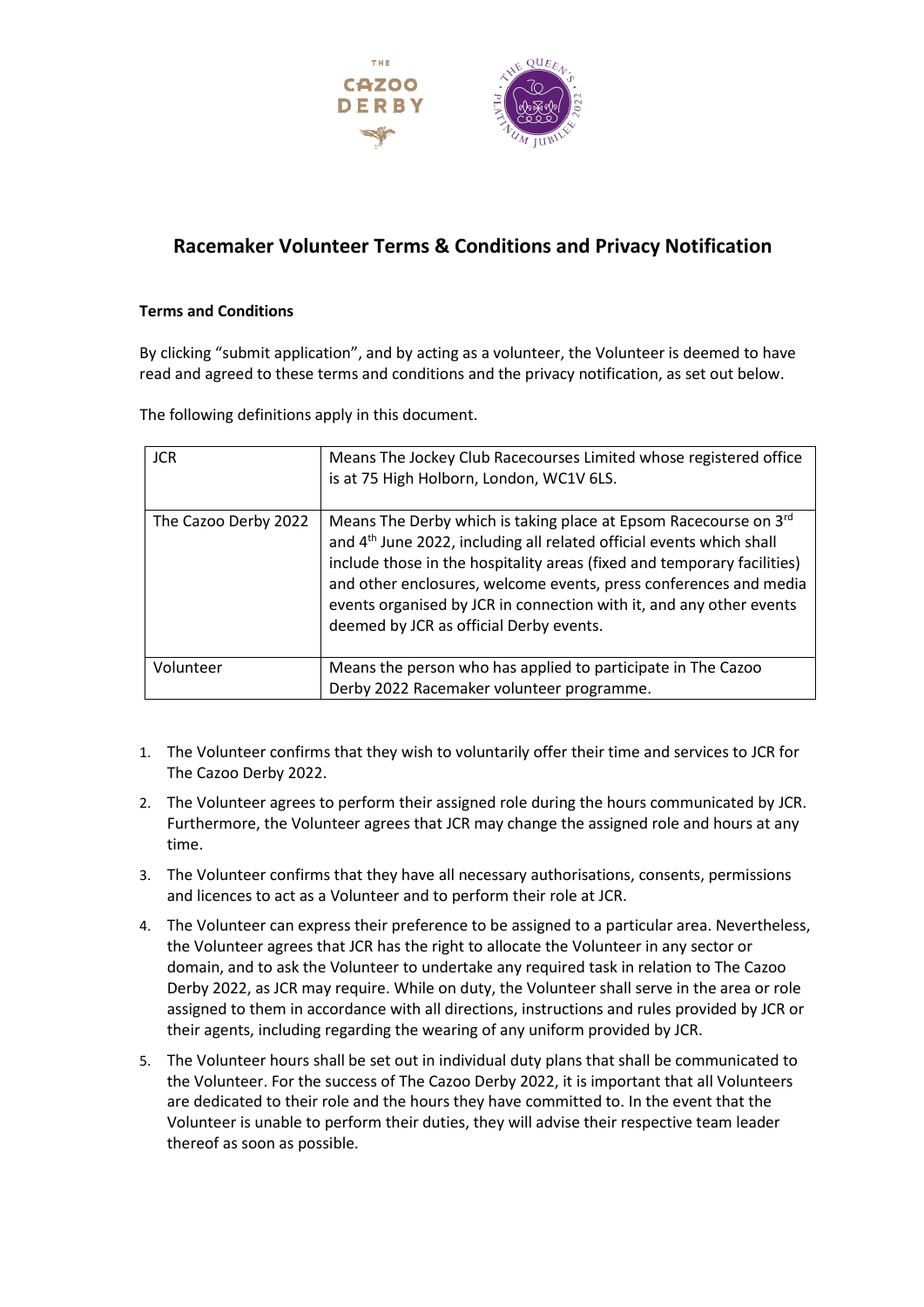# Racemaker Volunteer Terms & Conditions and Privacy Notification

**Terms and Conditions**

By clicking "submit application", and by acting as a volunteer, the Volunteer is deemed to have read and agreed to these terms and conditions and the privacy notification, as set out below.

The following definitions apply in this document.

| | |
|---|---|
| JCR | Means The Jockey Club Racecourses Limited whose registered office is at 75 High Holborn, London, WC1V 6LS. |
| The Cazoo Derby 2022 | Means The Derby which is taking place at Epsom Racecourse on 3rd and 4th June 2022, including all related official events which shall include those in the hospitality areas (fixed and temporary facilities) and other enclosures, welcome events, press conferences and media events organised by JCR in connection with it, and any other events deemed by JCR as official Derby events. |
| Volunteer | Means the person who has applied to participate in The Cazoo Derby 2022 Racemaker volunteer programme. |

1. The Volunteer confirms that they wish to voluntarily offer their time and services to JCR for The Cazoo Derby 2022.
2. The Volunteer agrees to perform their assigned role during the hours communicated by JCR. Furthermore, the Volunteer agrees that JCR may change the assigned role and hours at any time.
3. The Volunteer confirms that they have all necessary authorisations, consents, permissions and licences to act as a Volunteer and to perform their role at JCR.
4. The Volunteer can express their preference to be assigned to a particular area. Nevertheless, the Volunteer agrees that JCR has the right to allocate the Volunteer in any sector or domain, and to ask the Volunteer to undertake any required task in relation to The Cazoo Derby 2022, as JCR may require. While on duty, the Volunteer shall serve in the area or role assigned to them in accordance with all directions, instructions and rules provided by JCR or their agents, including regarding the wearing of any uniform provided by JCR.
5. The Volunteer hours shall be set out in individual duty plans that shall be communicated to the Volunteer. For the success of The Cazoo Derby 2022, it is important that all Volunteers are dedicated to their role and the hours they have committed to. In the event that the Volunteer is unable to perform their duties, they will advise their respective team leader thereof as soon as possible.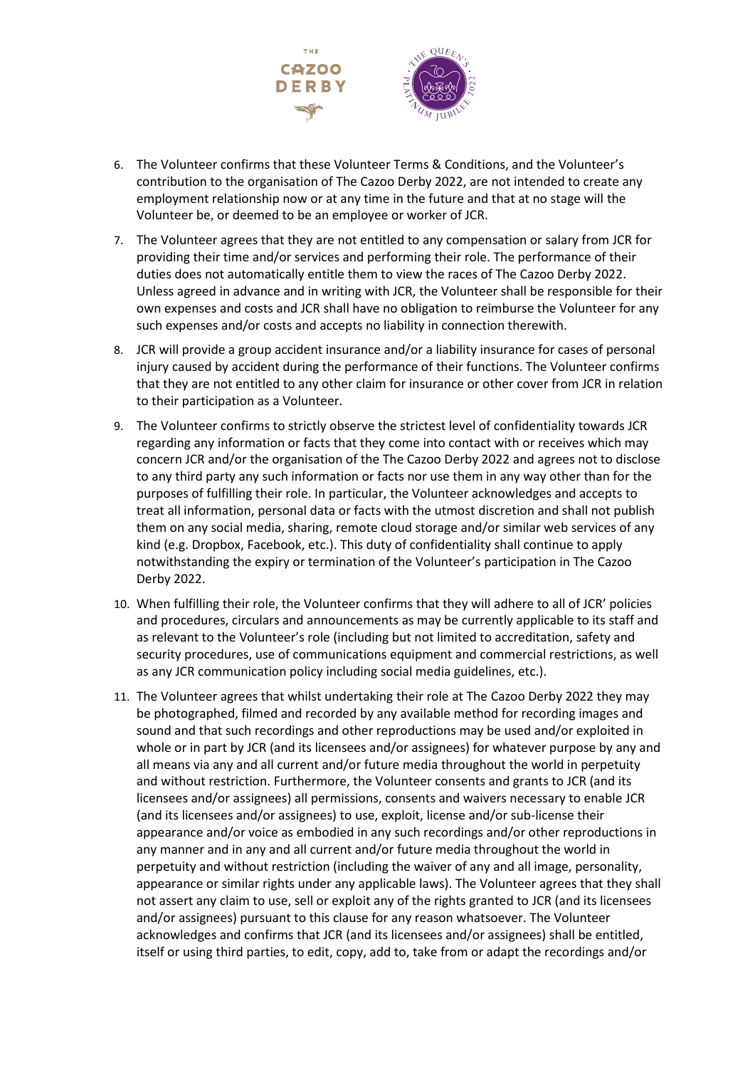6. The Volunteer confirms that these Volunteer Terms & Conditions, and the Volunteer's contribution to the organisation of The Cazoo Derby 2022, are not intended to create any employment relationship now or at any time in the future and that at no stage will the Volunteer be, or deemed to be an employee or worker of JCR.

7. The Volunteer agrees that they are not entitled to any compensation or salary from JCR for providing their time and/or services and performing their role. The performance of their duties does not automatically entitle them to view the races of The Cazoo Derby 2022. Unless agreed in advance and in writing with JCR, the Volunteer shall be responsible for their own expenses and costs and JCR shall have no obligation to reimburse the Volunteer for any such expenses and/or costs and accepts no liability in connection therewith.

8. JCR will provide a group accident insurance and/or a liability insurance for cases of personal injury caused by accident during the performance of their functions. The Volunteer confirms that they are not entitled to any other claim for insurance or other cover from JCR in relation to their participation as a Volunteer.

9. The Volunteer confirms to strictly observe the strictest level of confidentiality towards JCR regarding any information or facts that they come into contact with or receives which may concern JCR and/or the organisation of the The Cazoo Derby 2022 and agrees not to disclose to any third party any such information or facts nor use them in any way other than for the purposes of fulfilling their role. In particular, the Volunteer acknowledges and accepts to treat all information, personal data or facts with the utmost discretion and shall not publish them on any social media, sharing, remote cloud storage and/or similar web services of any kind (e.g. Dropbox, Facebook, etc.). This duty of confidentiality shall continue to apply notwithstanding the expiry or termination of the Volunteer's participation in The Cazoo Derby 2022.

10. When fulfilling their role, the Volunteer confirms that they will adhere to all of JCR' policies and procedures, circulars and announcements as may be currently applicable to its staff and as relevant to the Volunteer's role (including but not limited to accreditation, safety and security procedures, use of communications equipment and commercial restrictions, as well as any JCR communication policy including social media guidelines, etc.).

11. The Volunteer agrees that whilst undertaking their role at The Cazoo Derby 2022 they may be photographed, filmed and recorded by any available method for recording images and sound and that such recordings and other reproductions may be used and/or exploited in whole or in part by JCR (and its licensees and/or assignees) for whatever purpose by any and all means via any and all current and/or future media throughout the world in perpetuity and without restriction. Furthermore, the Volunteer consents and grants to JCR (and its licensees and/or assignees) all permissions, consents and waivers necessary to enable JCR (and its licensees and/or assignees) to use, exploit, license and/or sub-license their appearance and/or voice as embodied in any such recordings and/or other reproductions in any manner and in any and all current and/or future media throughout the world in perpetuity and without restriction (including the waiver of any and all image, personality, appearance or similar rights under any applicable laws). The Volunteer agrees that they shall not assert any claim to use, sell or exploit any of the rights granted to JCR (and its licensees and/or assignees) pursuant to this clause for any reason whatsoever. The Volunteer acknowledges and confirms that JCR (and its licensees and/or assignees) shall be entitled, itself or using third parties, to edit, copy, add to, take from or adapt the recordings and/or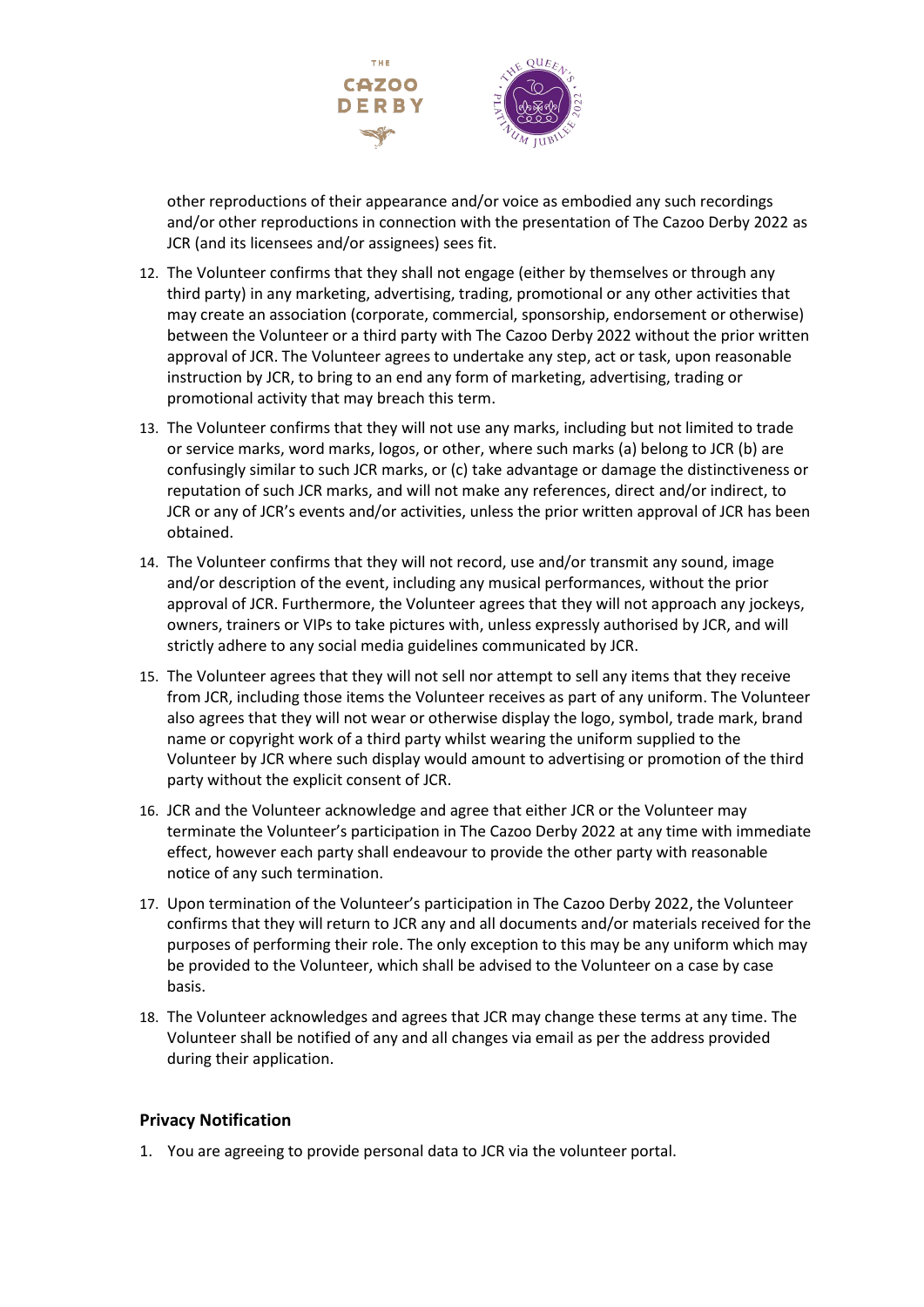other reproductions of their appearance and/or voice as embodied any such recordings and/or other reproductions in connection with the presentation of The Cazoo Derby 2022 as JCR (and its licensees and/or assignees) sees fit.

12. The Volunteer confirms that they shall not engage (either by themselves or through any third party) in any marketing, advertising, trading, promotional or any other activities that may create an association (corporate, commercial, sponsorship, endorsement or otherwise) between the Volunteer or a third party with The Cazoo Derby 2022 without the prior written approval of JCR. The Volunteer agrees to undertake any step, act or task, upon reasonable instruction by JCR, to bring to an end any form of marketing, advertising, trading or promotional activity that may breach this term.
13. The Volunteer confirms that they will not use any marks, including but not limited to trade or service marks, word marks, logos, or other, where such marks (a) belong to JCR (b) are confusingly similar to such JCR marks, or (c) take advantage or damage the distinctiveness or reputation of such JCR marks, and will not make any references, direct and/or indirect, to JCR or any of JCR's events and/or activities, unless the prior written approval of JCR has been obtained.
14. The Volunteer confirms that they will not record, use and/or transmit any sound, image and/or description of the event, including any musical performances, without the prior approval of JCR. Furthermore, the Volunteer agrees that they will not approach any jockeys, owners, trainers or VIPs to take pictures with, unless expressly authorised by JCR, and will strictly adhere to any social media guidelines communicated by JCR.
15. The Volunteer agrees that they will not sell nor attempt to sell any items that they receive from JCR, including those items the Volunteer receives as part of any uniform. The Volunteer also agrees that they will not wear or otherwise display the logo, symbol, trade mark, brand name or copyright work of a third party whilst wearing the uniform supplied to the Volunteer by JCR where such display would amount to advertising or promotion of the third party without the explicit consent of JCR.
16. JCR and the Volunteer acknowledge and agree that either JCR or the Volunteer may terminate the Volunteer's participation in The Cazoo Derby 2022 at any time with immediate effect, however each party shall endeavour to provide the other party with reasonable notice of any such termination.
17. Upon termination of the Volunteer's participation in The Cazoo Derby 2022, the Volunteer confirms that they will return to JCR any and all documents and/or materials received for the purposes of performing their role. The only exception to this may be any uniform which may be provided to the Volunteer, which shall be advised to the Volunteer on a case by case basis.
18. The Volunteer acknowledges and agrees that JCR may change these terms at any time. The Volunteer shall be notified of any and all changes via email as per the address provided during their application.

### Privacy Notification

1. You are agreeing to provide personal data to JCR via the volunteer portal.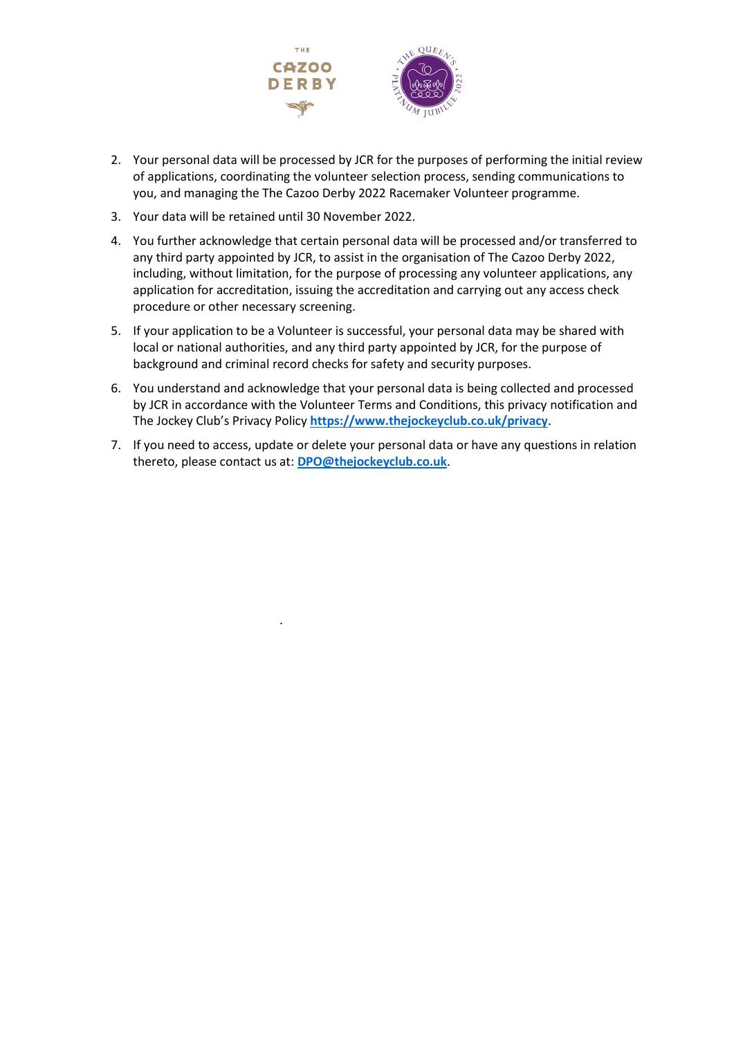2. Your personal data will be processed by JCR for the purposes of performing the initial review of applications, coordinating the volunteer selection process, sending communications to you, and managing the The Cazoo Derby 2022 Racemaker Volunteer programme.
3. Your data will be retained until 30 November 2022.
4. You further acknowledge that certain personal data will be processed and/or transferred to any third party appointed by JCR, to assist in the organisation of The Cazoo Derby 2022, including, without limitation, for the purpose of processing any volunteer applications, any application for accreditation, issuing the accreditation and carrying out any access check procedure or other necessary screening.
5. If your application to be a Volunteer is successful, your personal data may be shared with local or national authorities, and any third party appointed by JCR, for the purpose of background and criminal record checks for safety and security purposes.
6. You understand and acknowledge that your personal data is being collected and processed by JCR in accordance with the Volunteer Terms and Conditions, this privacy notification and The Jockey Club's Privacy Policy **https://www.thejockeyclub.co.uk/privacy**.
7. If you need to access, update or delete your personal data or have any questions in relation thereto, please contact us at: **DPO@thejockeyclub.co.uk**.